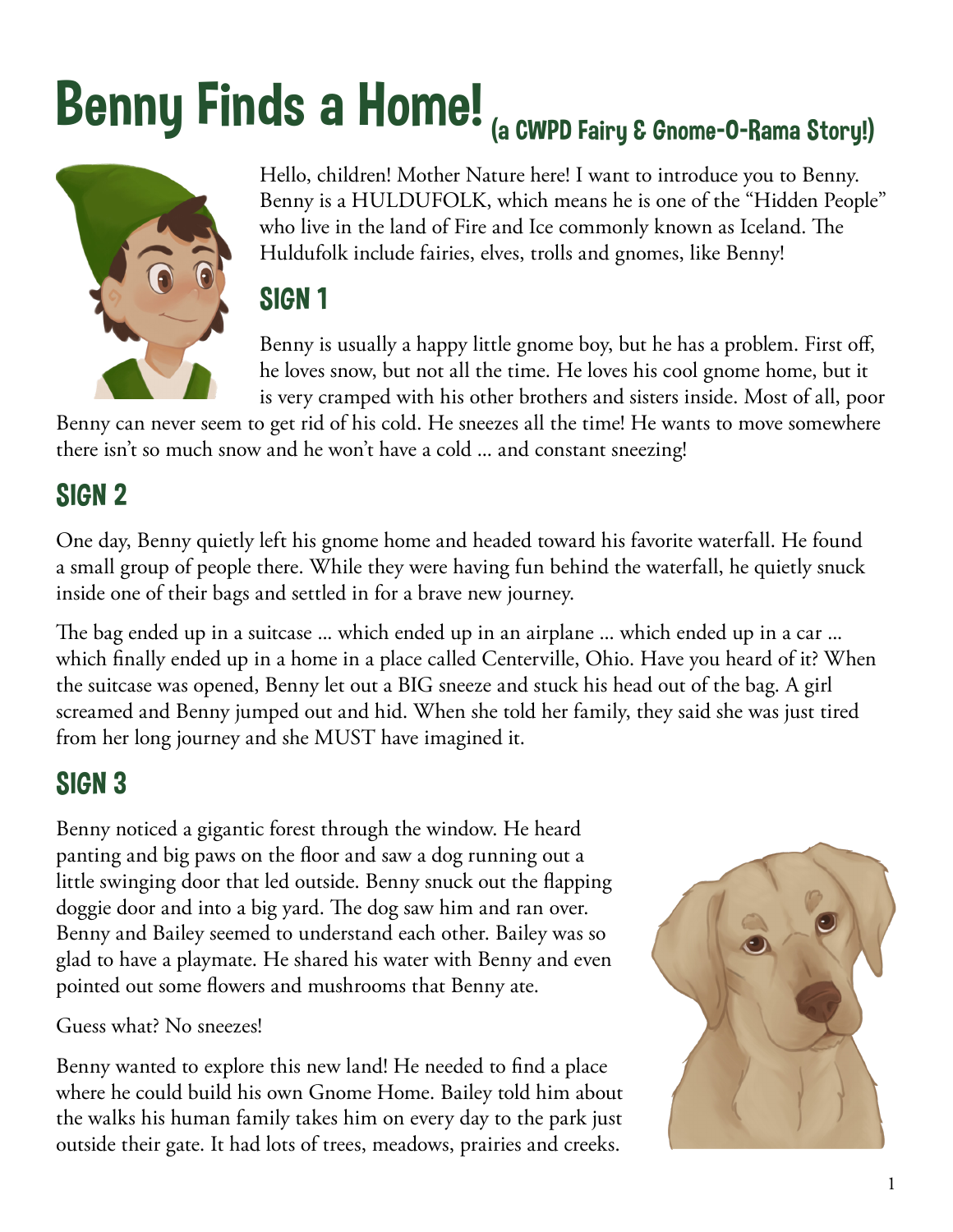# Benny Finds a Home! (a CWPD Fairy & Gnome-O-Rama Story!)

Hello, children! Mother Nature here! I want to introduce you to Benny. Benny is a HULDUFOLK, which means he is one of the "Hidden People" who live in the land of Fire and Ice commonly known as Iceland. The Huldufolk include fairies, elves, trolls and gnomes, like Benny!

## SIGN 1

Benny is usually a happy little gnome boy, but he has a problem. First off, he loves snow, but not all the time. He loves his cool gnome home, but it is very cramped with his other brothers and sisters inside. Most of all, poor Benny can never seem to get rid of his cold. He sneezes all the time! He wants to move somewhere there isn't so much snow and he won't have a cold … and constant sneezing!

## SIGN 2

One day, Benny quietly left his gnome home and headed toward his favorite waterfall. He found a small group of people there. While they were having fun behind the waterfall, he quietly snuck inside one of their bags and settled in for a brave new journey.

The bag ended up in a suitcase … which ended up in an airplane … which ended up in a car … which finally ended up in a home in a place called Centerville, Ohio. Have you heard of it? When the suitcase was opened, Benny let out a BIG sneeze and stuck his head out of the bag. A girl screamed and Benny jumped out and hid. When she told her family, they said she was just tired from her long journey and she MUST have imagined it.

## SIGN 3

Benny noticed a gigantic forest through the window. He heard panting and big paws on the floor and saw a dog running out a little swinging door that led outside. Benny snuck out the flapping doggie door and into a big yard. The dog saw him and ran over. Benny and Bailey seemed to understand each other. Bailey was so glad to have a playmate. He shared his water with Benny and even pointed out some flowers and mushrooms that Benny ate.

Guess what? No sneezes!

Benny wanted to explore this new land! He needed to find a place where he could build his own Gnome Home. Bailey told him about the walks his human family takes him on every day to the park just outside their gate. It had lots of trees, meadows, prairies and creeks.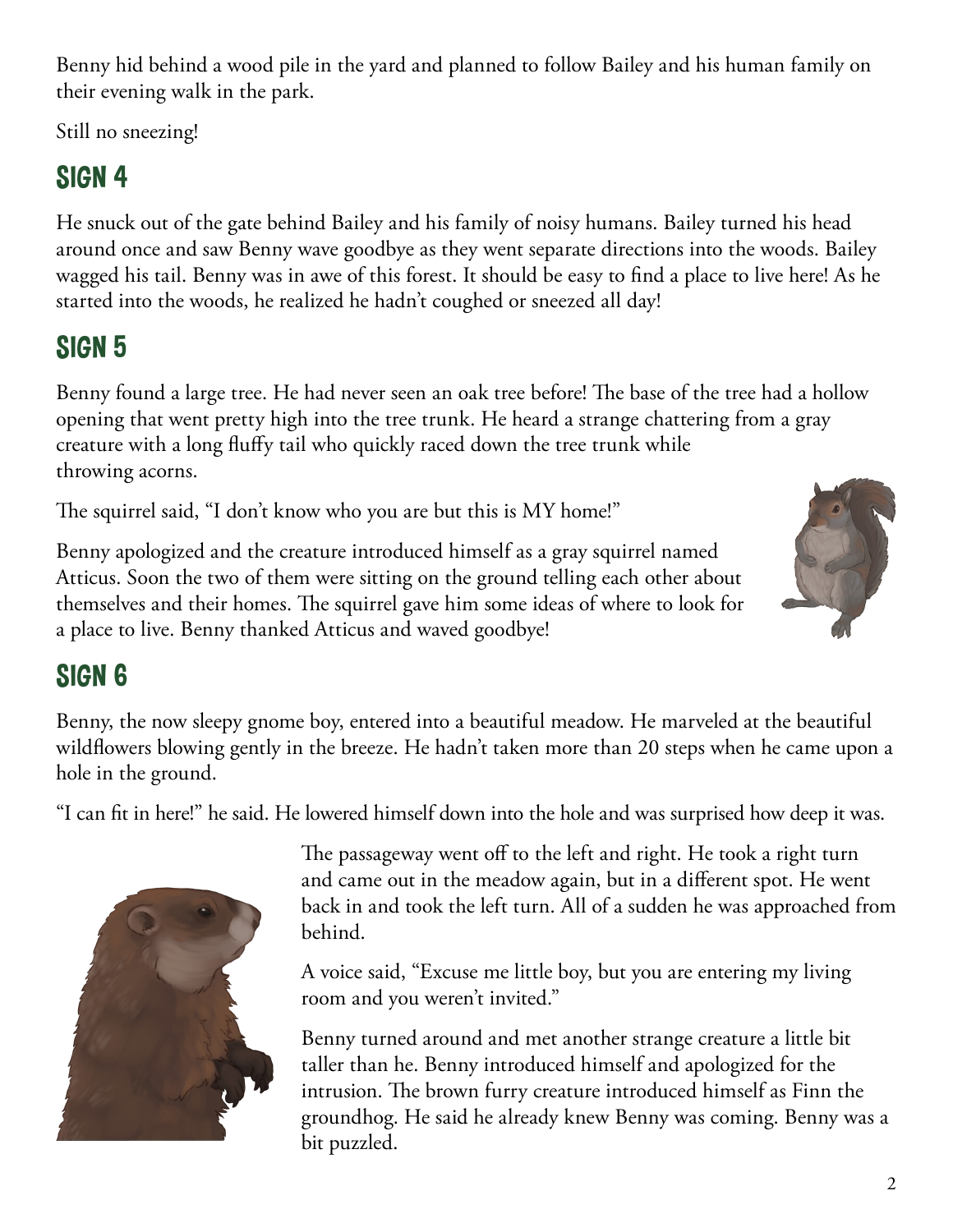Benny hid behind a wood pile in the yard and planned to follow Bailey and his human family on their evening walk in the park.

Still no sneezing!

## SIGN 4

He snuck out of the gate behind Bailey and his family of noisy humans. Bailey turned his head around once and saw Benny wave goodbye as they went separate directions into the woods. Bailey wagged his tail. Benny was in awe of this forest. It should be easy to find a place to live here! As he started into the woods, he realized he hadn't coughed or sneezed all day!

## SIGN 5

Benny found a large tree. He had never seen an oak tree before! The base of the tree had a hollow opening that went pretty high into the tree trunk. He heard a strange chattering from a gray creature with a long fluffy tail who quickly raced down the tree trunk while throwing acorns.

The squirrel said, "I don't know who you are but this is MY home!"

Benny apologized and the creature introduced himself as a gray squirrel named Atticus. Soon the two of them were sitting on the ground telling each other about themselves and their homes. The squirrel gave him some ideas of where to look for a place to live. Benny thanked Atticus and waved goodbye!

## SIGN 6

Benny, the now sleepy gnome boy, entered into a beautiful meadow. He marveled at the beautiful wildflowers blowing gently in the breeze. He hadn't taken more than 20 steps when he came upon a hole in the ground.

"I can fit in here!" he said. He lowered himself down into the hole and was surprised how deep it was.

The passageway went off to the left and right. He took a right turn and came out in the meadow again, but in a different spot. He went back in and took the left turn. All of a sudden he was approached from behind.

A voice said, "Excuse me little boy, but you are entering my living room and you weren't invited."

Benny turned around and met another strange creature a little bit taller than he. Benny introduced himself and apologized for the intrusion. The brown furry creature introduced himself as Finn the groundhog. He said he already knew Benny was coming. Benny was a bit puzzled.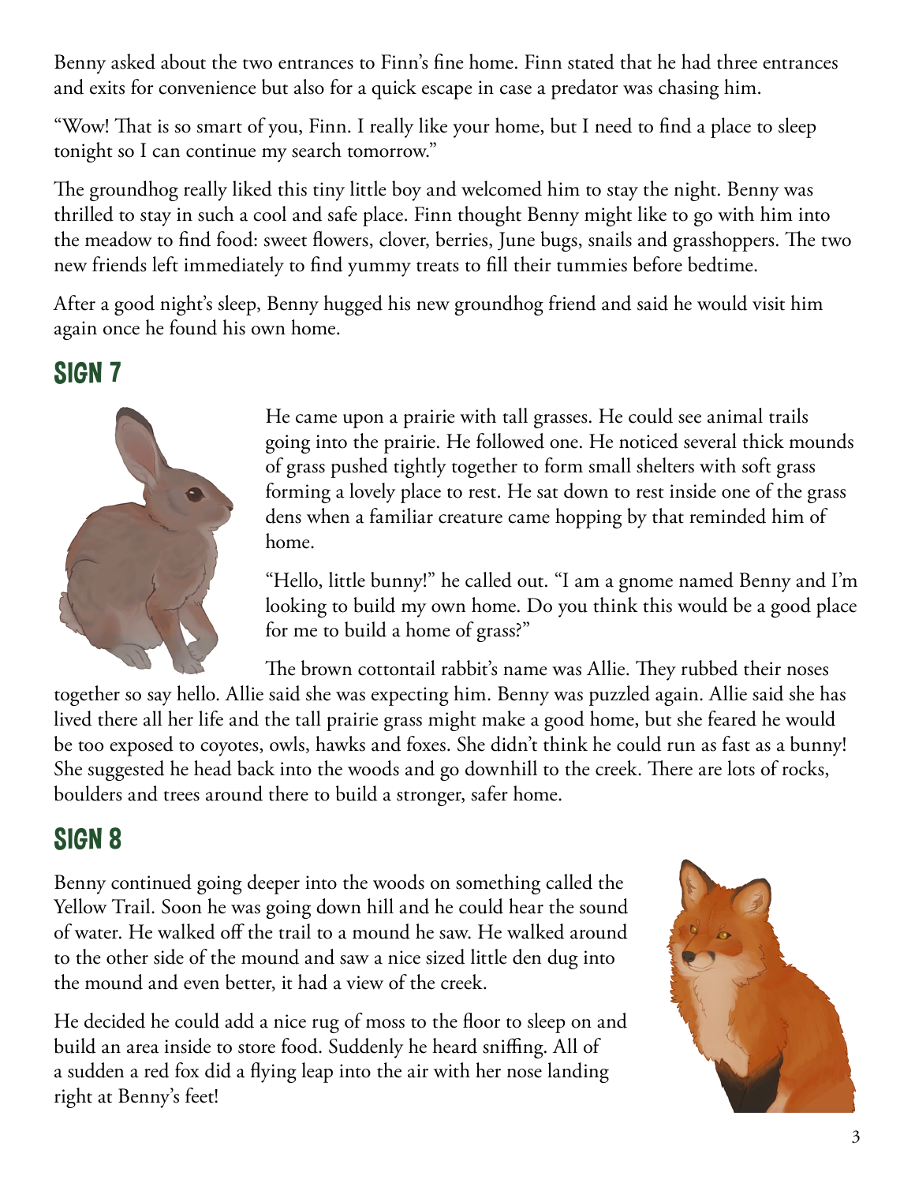Benny asked about the two entrances to Finn's fine home. Finn stated that he had three entrances and exits for convenience but also for a quick escape in case a predator was chasing him.

"Wow! That is so smart of you, Finn. I really like your home, but I need to find a place to sleep tonight so I can continue my search tomorrow."

The groundhog really liked this tiny little boy and welcomed him to stay the night. Benny was thrilled to stay in such a cool and safe place. Finn thought Benny might like to go with him into the meadow to find food: sweet flowers, clover, berries, June bugs, snails and grasshoppers. The two new friends left immediately to find yummy treats to fill their tummies before bedtime.

After a good night's sleep, Benny hugged his new groundhog friend and said he would visit him again once he found his own home.

## SIGN 7

He came upon a prairie with tall grasses. He could see animal trails going into the prairie. He followed one. He noticed several thick mounds of grass pushed tightly together to form small shelters with soft grass forming a lovely place to rest. He sat down to rest inside one of the grass dens when a familiar creature came hopping by that reminded him of home.

"Hello, little bunny!" he called out. "I am a gnome named Benny and I'm looking to build my own home. Do you think this would be a good place for me to build a home of grass?"

The brown cottontail rabbit's name was Allie. They rubbed their noses together so say hello. Allie said she was expecting him. Benny was puzzled again. Allie said she has lived there all her life and the tall prairie grass might make a good home, but she feared he would be too exposed to coyotes, owls, hawks and foxes. She didn't think he could run as fast as a bunny! She suggested he head back into the woods and go downhill to the creek. There are lots of rocks, boulders and trees around there to build a stronger, safer home.

## SIGN 8

Benny continued going deeper into the woods on something called the Yellow Trail. Soon he was going down hill and he could hear the sound of water. He walked off the trail to a mound he saw. He walked around to the other side of the mound and saw a nice sized little den dug into the mound and even better, it had a view of the creek.

He decided he could add a nice rug of moss to the floor to sleep on and build an area inside to store food. Suddenly he heard sniffing. All of a sudden a red fox did a flying leap into the air with her nose landing right at Benny's feet!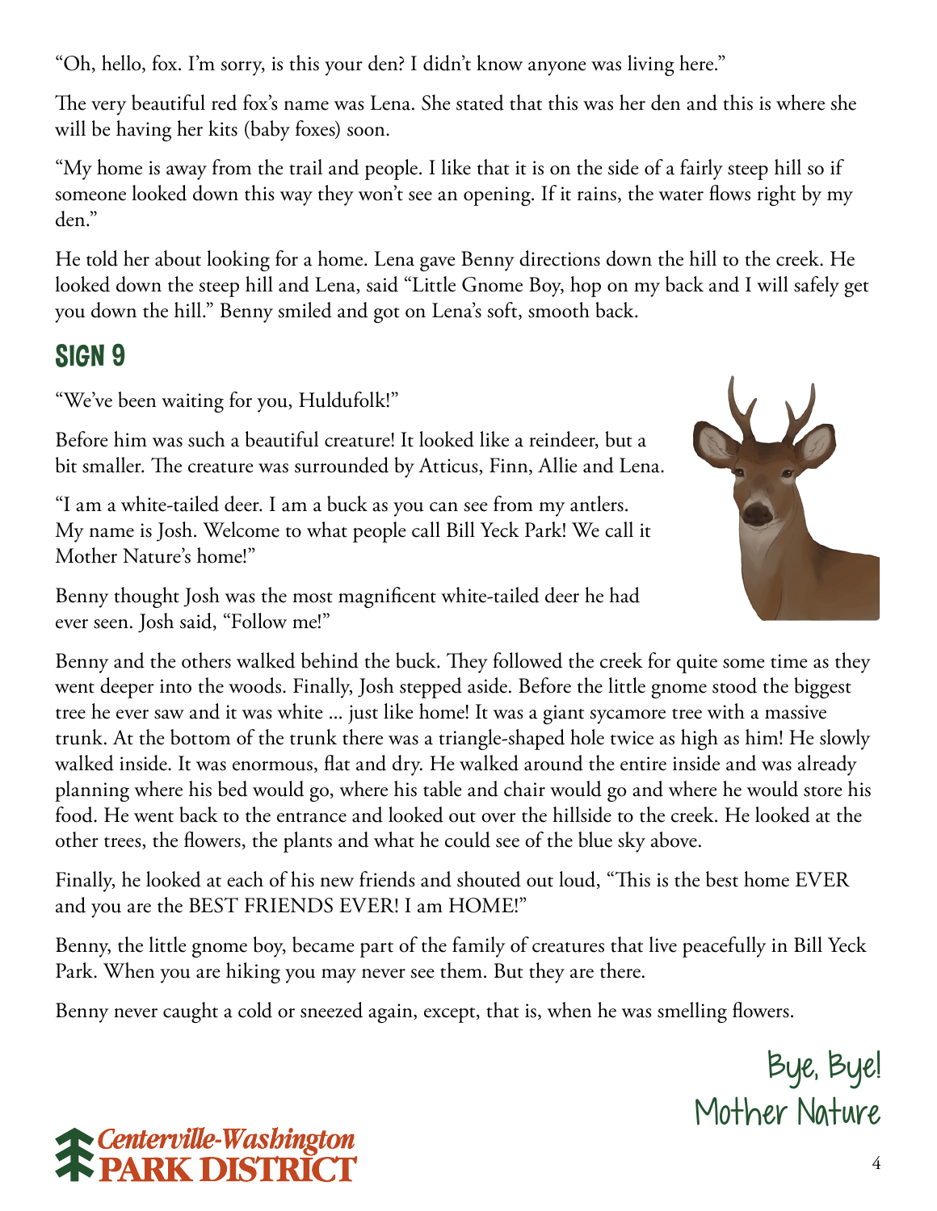"Oh, hello, fox. I'm sorry, is this your den? I didn't know anyone was living here."

The very beautiful red fox's name was Lena. She stated that this was her den and this is where she will be having her kits (baby foxes) soon.

"My home is away from the trail and people. I like that it is on the side of a fairly steep hill so if someone looked down this way they won't see an opening. If it rains, the water flows right by my den."

He told her about looking for a home. Lena gave Benny directions down the hill to the creek. He looked down the steep hill and Lena, said "Little Gnome Boy, hop on my back and I will safely get you down the hill." Benny smiled and got on Lena's soft, smooth back.

## SIGN 9

"We've been waiting for you, Huldufolk!"

Before him was such a beautiful creature! It looked like a reindeer, but a bit smaller. The creature was surrounded by Atticus, Finn, Allie and Lena.

"I am a white-tailed deer. I am a buck as you can see from my antlers. My name is Josh. Welcome to what people call Bill Yeck Park! We call it Mother Nature's home!"

Benny thought Josh was the most magnificent white-tailed deer he had ever seen. Josh said, "Follow me!"

Benny and the others walked behind the buck. They followed the creek for quite some time as they went deeper into the woods. Finally, Josh stepped aside. Before the little gnome stood the biggest tree he ever saw and it was white ... just like home! It was a giant sycamore tree with a massive trunk. At the bottom of the trunk there was a triangle-shaped hole twice as high as him! He slowly walked inside. It was enormous, flat and dry. He walked around the entire inside and was already planning where his bed would go, where his table and chair would go and where he would store his food. He went back to the entrance and looked out over the hillside to the creek. He looked at the other trees, the flowers, the plants and what he could see of the blue sky above.

Finally, he looked at each of his new friends and shouted out loud, "This is the best home EVER and you are the BEST FRIENDS EVER! I am HOME!"

Benny, the little gnome boy, became part of the family of creatures that live peacefully in Bill Yeck Park. When you are hiking you may never see them. But they are there.

Benny never caught a cold or sneezed again, except, that is, when he was smelling flowers.

Bye, Bye!
Mother Nature

Centerville-Washington PARK DISTRICT